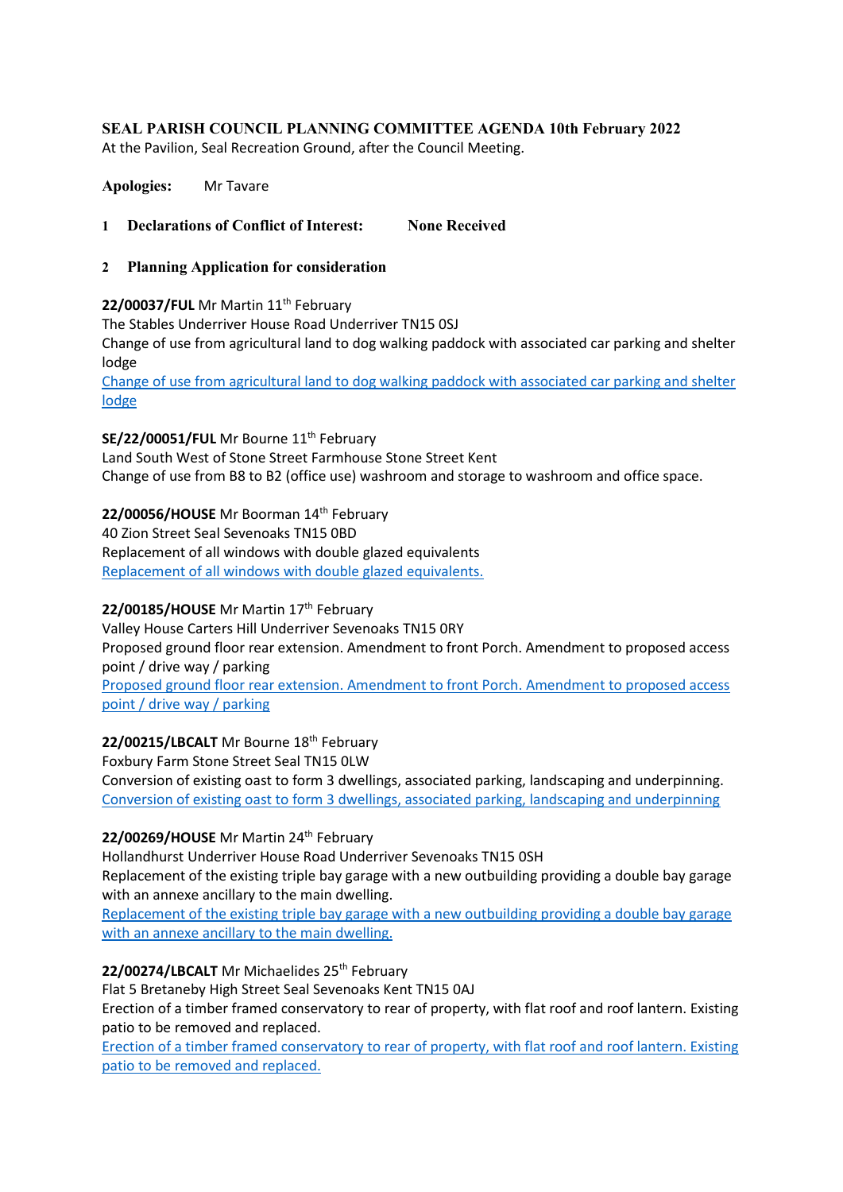# SEAL PARISH COUNCIL PLANNING COMMITTEE AGENDA 10th February 2022

At the Pavilion, Seal Recreation Ground, after the Council Meeting.

**Apologies:** Mr Tavare

**1 Declarations of Conflict of Interest: None Received**

**2 Planning Application for consideration**

**22/00037/FUL** Mr Martin 11th February
The Stables Underriver House Road Underriver TN15 0SJ
Change of use from agricultural land to dog walking paddock with associated car parking and shelter lodge
Change of use from agricultural land to dog walking paddock with associated car parking and shelter lodge

**SE/22/00051/FUL** Mr Bourne 11th February
Land South West of Stone Street Farmhouse Stone Street Kent
Change of use from B8 to B2 (office use) washroom and storage to washroom and office space.

**22/00056/HOUSE** Mr Boorman 14th February
40 Zion Street Seal Sevenoaks TN15 0BD
Replacement of all windows with double glazed equivalents
Replacement of all windows with double glazed equivalents.

**22/00185/HOUSE** Mr Martin 17th February
Valley House Carters Hill Underriver Sevenoaks TN15 0RY
Proposed ground floor rear extension. Amendment to front Porch. Amendment to proposed access point / drive way / parking
Proposed ground floor rear extension. Amendment to front Porch. Amendment to proposed access point / drive way / parking

**22/00215/LBCALT** Mr Bourne 18th February
Foxbury Farm Stone Street Seal TN15 0LW
Conversion of existing oast to form 3 dwellings, associated parking, landscaping and underpinning.
Conversion of existing oast to form 3 dwellings, associated parking, landscaping and underpinning

**22/00269/HOUSE** Mr Martin 24th February
Hollandhurst Underriver House Road Underriver Sevenoaks TN15 0SH
Replacement of the existing triple bay garage with a new outbuilding providing a double bay garage with an annexe ancillary to the main dwelling.
Replacement of the existing triple bay garage with a new outbuilding providing a double bay garage with an annexe ancillary to the main dwelling.

**22/00274/LBCALT** Mr Michaelides 25th February
Flat 5 Bretaneby High Street Seal Sevenoaks Kent TN15 0AJ
Erection of a timber framed conservatory to rear of property, with flat roof and roof lantern. Existing patio to be removed and replaced.
Erection of a timber framed conservatory to rear of property, with flat roof and roof lantern. Existing patio to be removed and replaced.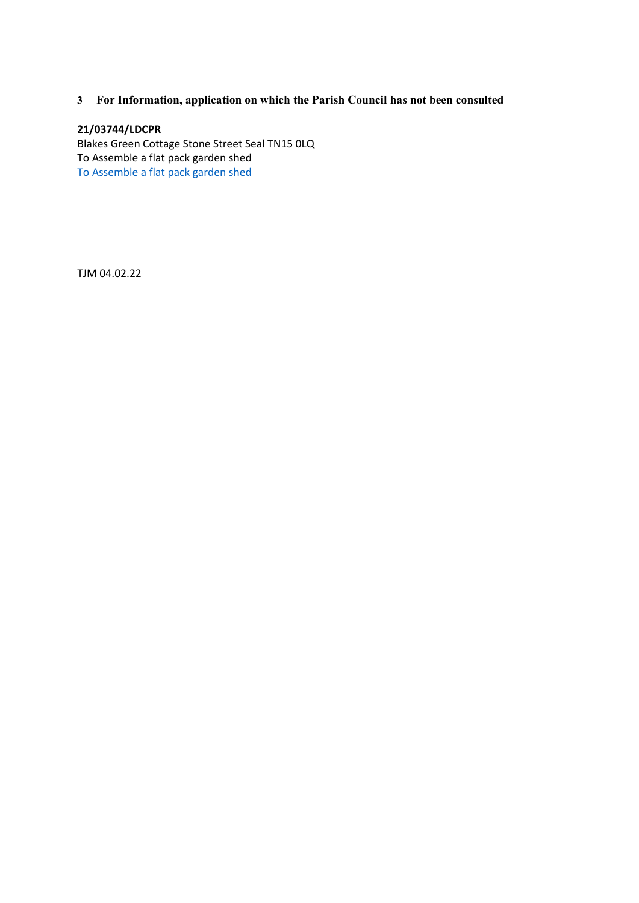## 3 For Information, application on which the Parish Council has not been consulted

**21/03744/LDCPR**  
Blakes Green Cottage Stone Street Seal TN15 0LQ  
To Assemble a flat pack garden shed  
To Assemble a flat pack garden shed

TJM 04.02.22